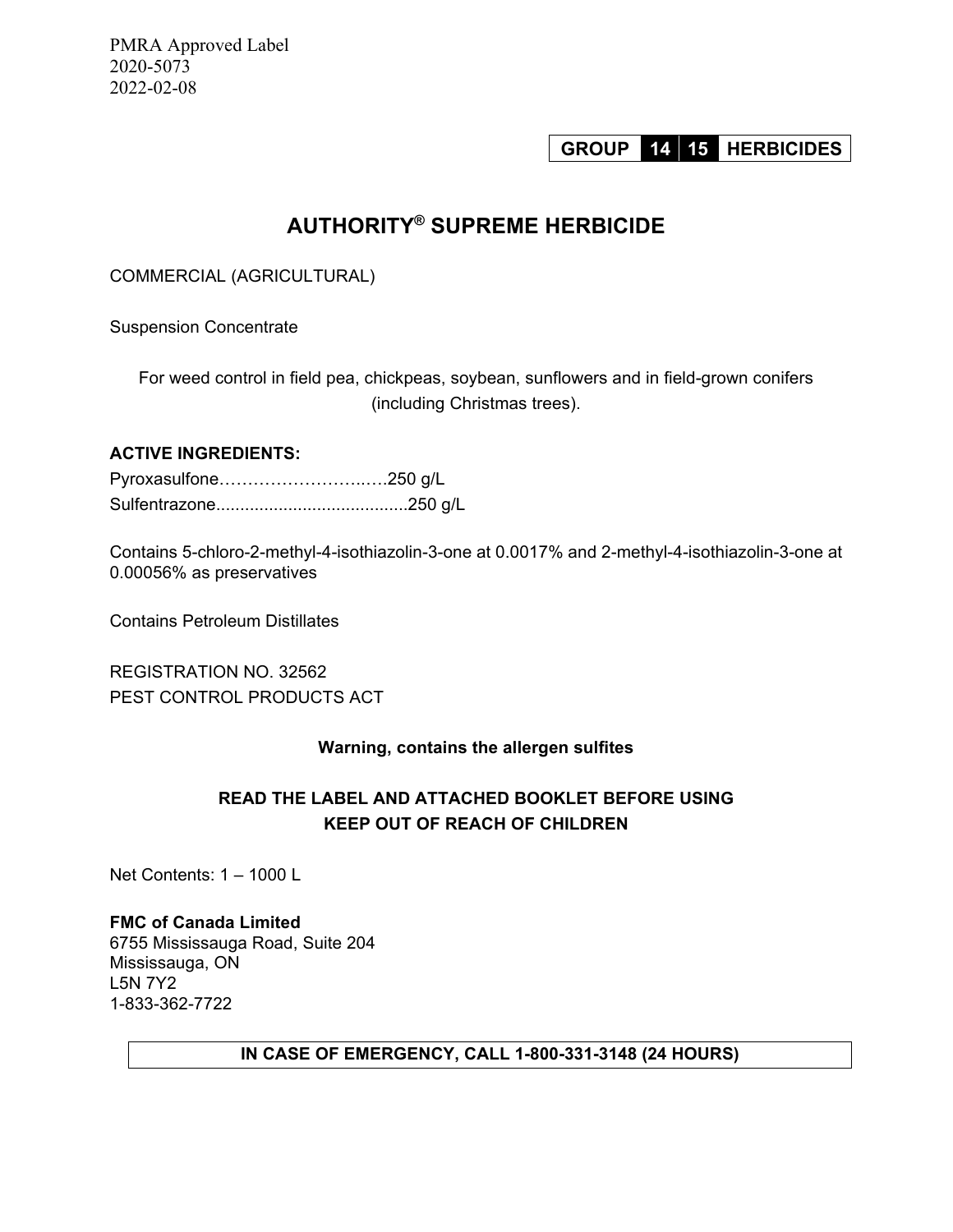PMRA Approved Label
2020-5073
2022-02-08

**GROUP 14 15 HERBICIDES**

# AUTHORITY® SUPREME HERBICIDE

COMMERCIAL (AGRICULTURAL)

Suspension Concentrate

For weed control in field pea, chickpeas, soybean, sunflowers and in field-grown conifers (including Christmas trees).

**ACTIVE INGREDIENTS:**

Pyroxasulfone……………………..….250 g/L
Sulfentrazone........................................250 g/L

Contains 5-chloro-2-methyl-4-isothiazolin-3-one at 0.0017% and 2-methyl-4-isothiazolin-3-one at 0.00056% as preservatives

Contains Petroleum Distillates

REGISTRATION NO. 32562
PEST CONTROL PRODUCTS ACT

**Warning, contains the allergen sulfites**

**READ THE LABEL AND ATTACHED BOOKLET BEFORE USING**
**KEEP OUT OF REACH OF CHILDREN**

Net Contents: 1 – 1000 L

**FMC of Canada Limited**
6755 Mississauga Road, Suite 204
Mississauga, ON
L5N 7Y2
1-833-362-7722

**IN CASE OF EMERGENCY, CALL 1-800-331-3148 (24 HOURS)**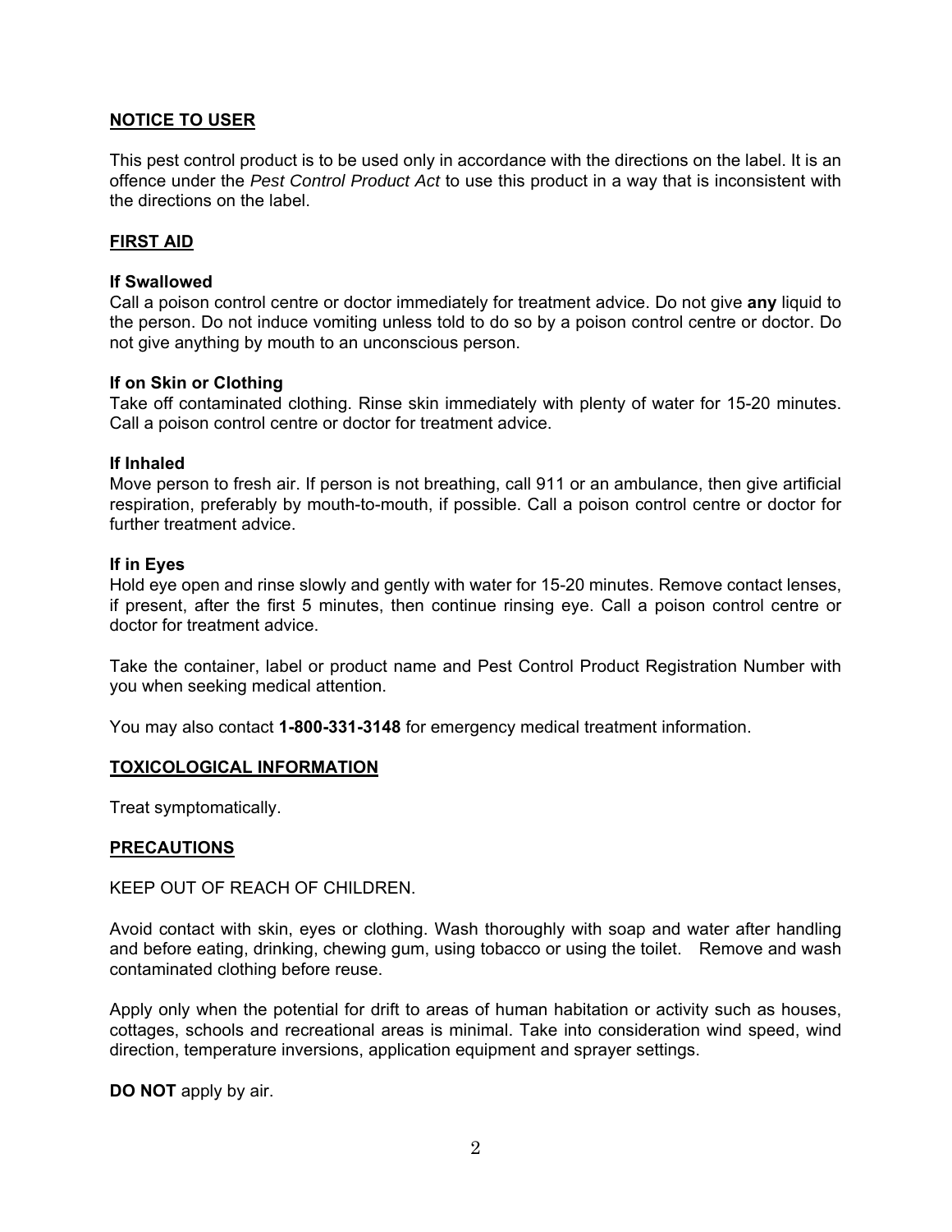## NOTICE TO USER

This pest control product is to be used only in accordance with the directions on the label. It is an offence under the *Pest Control Product Act* to use this product in a way that is inconsistent with the directions on the label.

## FIRST AID

**If Swallowed**
Call a poison control centre or doctor immediately for treatment advice. Do not give **any** liquid to the person. Do not induce vomiting unless told to do so by a poison control centre or doctor. Do not give anything by mouth to an unconscious person.

**If on Skin or Clothing**
Take off contaminated clothing. Rinse skin immediately with plenty of water for 15-20 minutes. Call a poison control centre or doctor for treatment advice.

**If Inhaled**
Move person to fresh air. If person is not breathing, call 911 or an ambulance, then give artificial respiration, preferably by mouth-to-mouth, if possible. Call a poison control centre or doctor for further treatment advice.

**If in Eyes**
Hold eye open and rinse slowly and gently with water for 15-20 minutes. Remove contact lenses, if present, after the first 5 minutes, then continue rinsing eye. Call a poison control centre or doctor for treatment advice.

Take the container, label or product name and Pest Control Product Registration Number with you when seeking medical attention.

You may also contact **1-800-331-3148** for emergency medical treatment information.

## TOXICOLOGICAL INFORMATION

Treat symptomatically.

## PRECAUTIONS

KEEP OUT OF REACH OF CHILDREN.

Avoid contact with skin, eyes or clothing. Wash thoroughly with soap and water after handling and before eating, drinking, chewing gum, using tobacco or using the toilet. Remove and wash contaminated clothing before reuse.

Apply only when the potential for drift to areas of human habitation or activity such as houses, cottages, schools and recreational areas is minimal. Take into consideration wind speed, wind direction, temperature inversions, application equipment and sprayer settings.

**DO NOT** apply by air.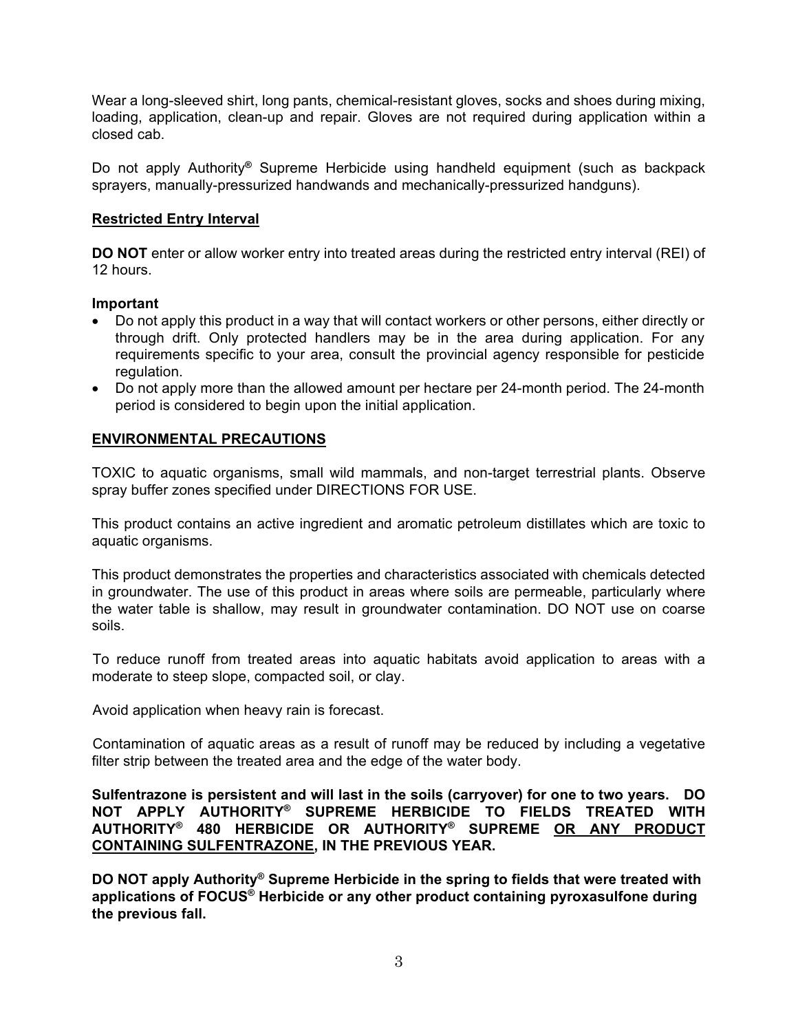Wear a long-sleeved shirt, long pants, chemical-resistant gloves, socks and shoes during mixing, loading, application, clean-up and repair. Gloves are not required during application within a closed cab.

Do not apply Authority® Supreme Herbicide using handheld equipment (such as backpack sprayers, manually-pressurized handwands and mechanically-pressurized handguns).

**Restricted Entry Interval**

**DO NOT** enter or allow worker entry into treated areas during the restricted entry interval (REI) of 12 hours.

**Important**

- Do not apply this product in a way that will contact workers or other persons, either directly or through drift. Only protected handlers may be in the area during application. For any requirements specific to your area, consult the provincial agency responsible for pesticide regulation.
- Do not apply more than the allowed amount per hectare per 24-month period. The 24-month period is considered to begin upon the initial application.

**ENVIRONMENTAL PRECAUTIONS**

TOXIC to aquatic organisms, small wild mammals, and non-target terrestrial plants. Observe spray buffer zones specified under DIRECTIONS FOR USE.

This product contains an active ingredient and aromatic petroleum distillates which are toxic to aquatic organisms.

This product demonstrates the properties and characteristics associated with chemicals detected in groundwater. The use of this product in areas where soils are permeable, particularly where the water table is shallow, may result in groundwater contamination. DO NOT use on coarse soils.

To reduce runoff from treated areas into aquatic habitats avoid application to areas with a moderate to steep slope, compacted soil, or clay.

Avoid application when heavy rain is forecast.

Contamination of aquatic areas as a result of runoff may be reduced by including a vegetative filter strip between the treated area and the edge of the water body.

**Sulfentrazone is persistent and will last in the soils (carryover) for one to two years. DO NOT APPLY AUTHORITY® SUPREME HERBICIDE TO FIELDS TREATED WITH AUTHORITY® 480 HERBICIDE OR AUTHORITY® SUPREME OR ANY PRODUCT CONTAINING SULFENTRAZONE, IN THE PREVIOUS YEAR.**

**DO NOT apply Authority® Supreme Herbicide in the spring to fields that were treated with applications of FOCUS® Herbicide or any other product containing pyroxasulfone during the previous fall.**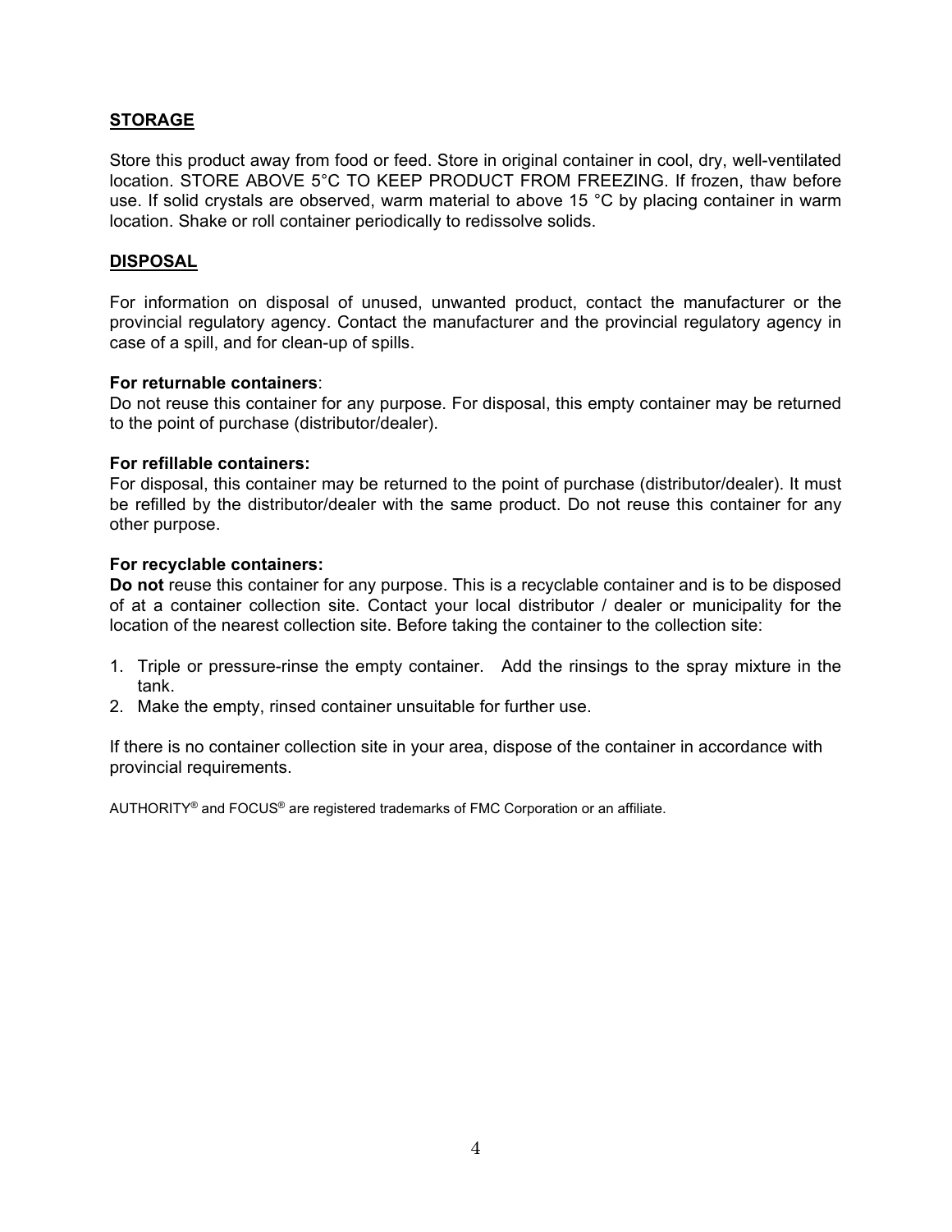## STORAGE

Store this product away from food or feed. Store in original container in cool, dry, well-ventilated location. STORE ABOVE 5°C TO KEEP PRODUCT FROM FREEZING. If frozen, thaw before use. If solid crystals are observed, warm material to above 15 °C by placing container in warm location. Shake or roll container periodically to redissolve solids.

## DISPOSAL

For information on disposal of unused, unwanted product, contact the manufacturer or the provincial regulatory agency. Contact the manufacturer and the provincial regulatory agency in case of a spill, and for clean-up of spills.

**For returnable containers**:
Do not reuse this container for any purpose. For disposal, this empty container may be returned to the point of purchase (distributor/dealer).

**For refillable containers:**
For disposal, this container may be returned to the point of purchase (distributor/dealer). It must be refilled by the distributor/dealer with the same product. Do not reuse this container for any other purpose.

**For recyclable containers:**
**Do not** reuse this container for any purpose. This is a recyclable container and is to be disposed of at a container collection site. Contact your local distributor / dealer or municipality for the location of the nearest collection site. Before taking the container to the collection site:

1. Triple or pressure-rinse the empty container. Add the rinsings to the spray mixture in the tank.
2. Make the empty, rinsed container unsuitable for further use.

If there is no container collection site in your area, dispose of the container in accordance with provincial requirements.

AUTHORITY® and FOCUS® are registered trademarks of FMC Corporation or an affiliate.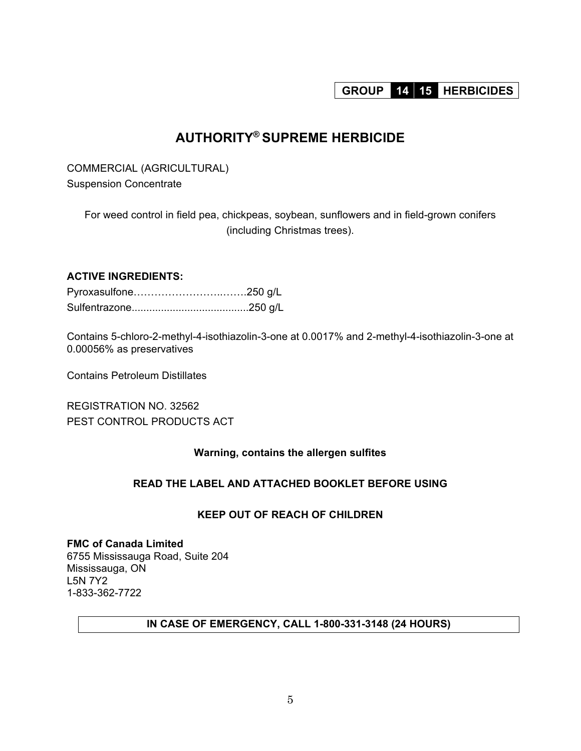**GROUP 14 15 HERBICIDES**

# AUTHORITY® SUPREME HERBICIDE

COMMERCIAL (AGRICULTURAL)
Suspension Concentrate

For weed control in field pea, chickpeas, soybean, sunflowers and in field-grown conifers (including Christmas trees).

**ACTIVE INGREDIENTS:**

Pyroxasulfone……………………..…….250 g/L
Sulfentrazone........................................250 g/L

Contains 5-chloro-2-methyl-4-isothiazolin-3-one at 0.0017% and 2-methyl-4-isothiazolin-3-one at 0.00056% as preservatives

Contains Petroleum Distillates

REGISTRATION NO. 32562
PEST CONTROL PRODUCTS ACT

**Warning, contains the allergen sulfites**

**READ THE LABEL AND ATTACHED BOOKLET BEFORE USING**

**KEEP OUT OF REACH OF CHILDREN**

**FMC of Canada Limited**
6755 Mississauga Road, Suite 204
Mississauga, ON
L5N 7Y2
1-833-362-7722

**IN CASE OF EMERGENCY, CALL 1-800-331-3148 (24 HOURS)**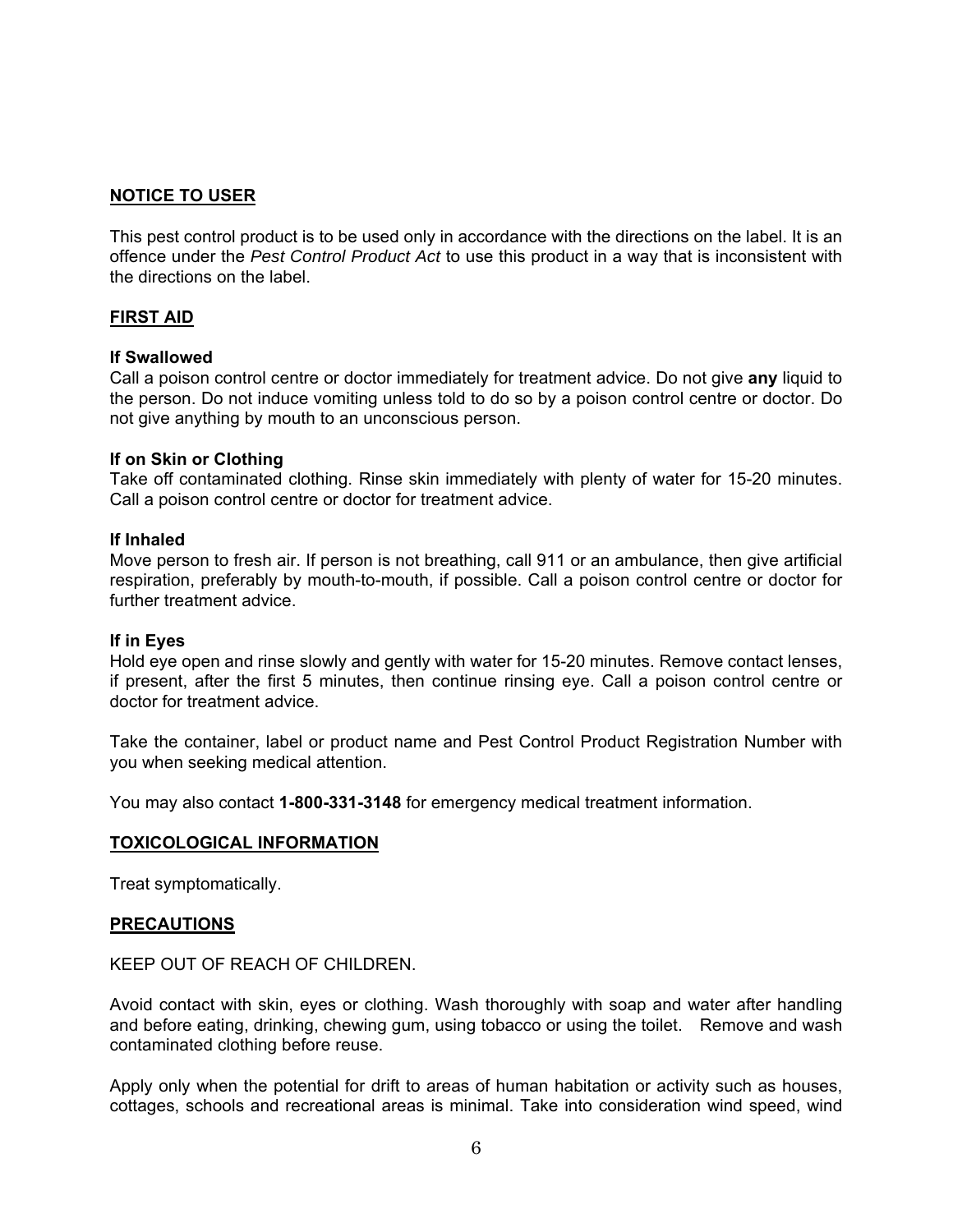## NOTICE TO USER

This pest control product is to be used only in accordance with the directions on the label. It is an offence under the *Pest Control Product Act* to use this product in a way that is inconsistent with the directions on the label.

## FIRST AID

**If Swallowed**
Call a poison control centre or doctor immediately for treatment advice. Do not give **any** liquid to the person. Do not induce vomiting unless told to do so by a poison control centre or doctor. Do not give anything by mouth to an unconscious person.

**If on Skin or Clothing**
Take off contaminated clothing. Rinse skin immediately with plenty of water for 15-20 minutes. Call a poison control centre or doctor for treatment advice.

**If Inhaled**
Move person to fresh air. If person is not breathing, call 911 or an ambulance, then give artificial respiration, preferably by mouth-to-mouth, if possible. Call a poison control centre or doctor for further treatment advice.

**If in Eyes**
Hold eye open and rinse slowly and gently with water for 15-20 minutes. Remove contact lenses, if present, after the first 5 minutes, then continue rinsing eye. Call a poison control centre or doctor for treatment advice.

Take the container, label or product name and Pest Control Product Registration Number with you when seeking medical attention.

You may also contact **1-800-331-3148** for emergency medical treatment information.

## TOXICOLOGICAL INFORMATION

Treat symptomatically.

## PRECAUTIONS

KEEP OUT OF REACH OF CHILDREN.

Avoid contact with skin, eyes or clothing. Wash thoroughly with soap and water after handling and before eating, drinking, chewing gum, using tobacco or using the toilet. Remove and wash contaminated clothing before reuse.

Apply only when the potential for drift to areas of human habitation or activity such as houses, cottages, schools and recreational areas is minimal. Take into consideration wind speed, wind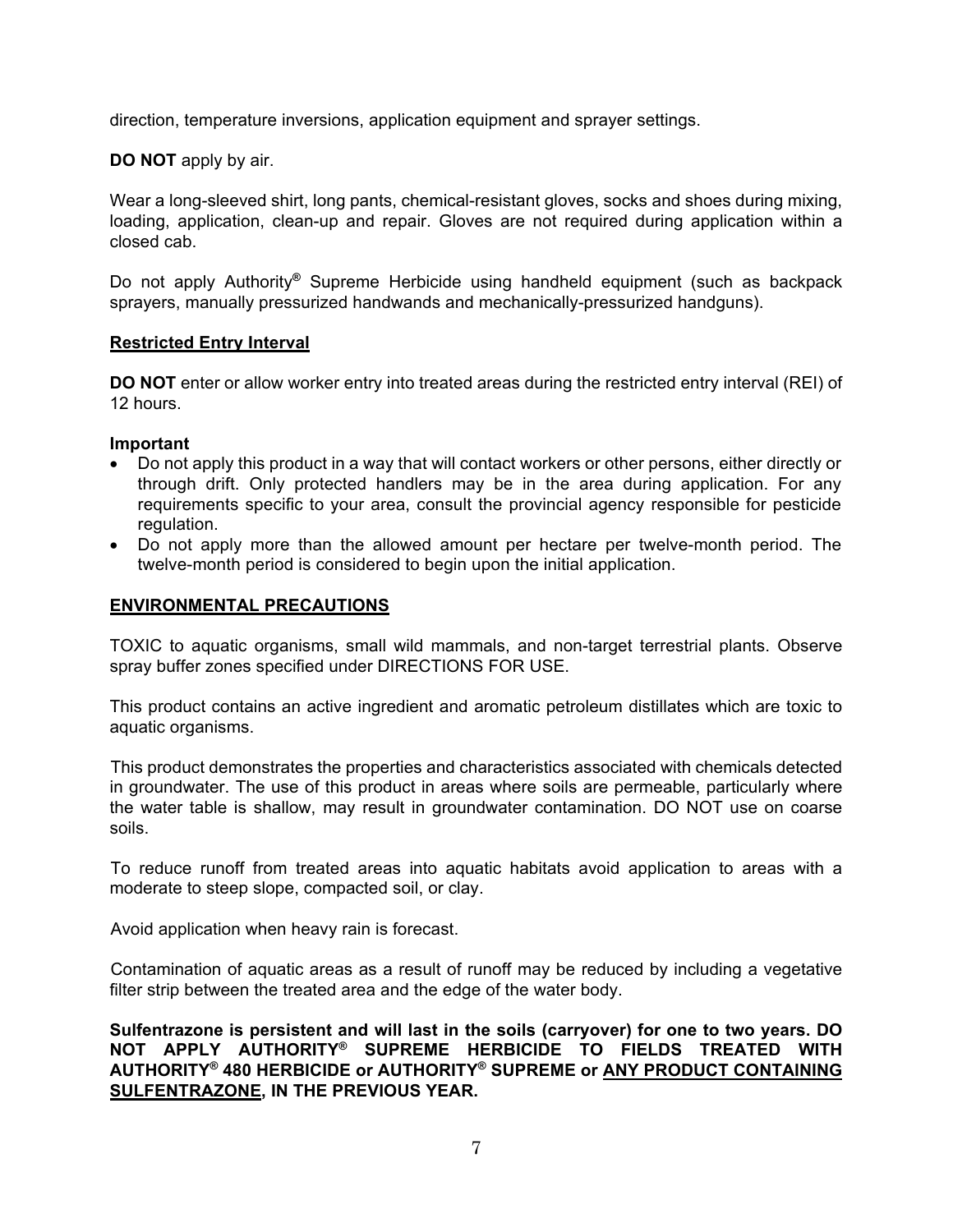direction, temperature inversions, application equipment and sprayer settings.

**DO NOT** apply by air.

Wear a long-sleeved shirt, long pants, chemical-resistant gloves, socks and shoes during mixing, loading, application, clean-up and repair. Gloves are not required during application within a closed cab.

Do not apply Authority® Supreme Herbicide using handheld equipment (such as backpack sprayers, manually pressurized handwands and mechanically-pressurized handguns).

## Restricted Entry Interval

**DO NOT** enter or allow worker entry into treated areas during the restricted entry interval (REI) of 12 hours.

**Important**

- Do not apply this product in a way that will contact workers or other persons, either directly or through drift. Only protected handlers may be in the area during application. For any requirements specific to your area, consult the provincial agency responsible for pesticide regulation.
- Do not apply more than the allowed amount per hectare per twelve-month period. The twelve-month period is considered to begin upon the initial application.

## ENVIRONMENTAL PRECAUTIONS

TOXIC to aquatic organisms, small wild mammals, and non-target terrestrial plants. Observe spray buffer zones specified under DIRECTIONS FOR USE.

This product contains an active ingredient and aromatic petroleum distillates which are toxic to aquatic organisms.

This product demonstrates the properties and characteristics associated with chemicals detected in groundwater. The use of this product in areas where soils are permeable, particularly where the water table is shallow, may result in groundwater contamination. DO NOT use on coarse soils.

To reduce runoff from treated areas into aquatic habitats avoid application to areas with a moderate to steep slope, compacted soil, or clay.

Avoid application when heavy rain is forecast.

Contamination of aquatic areas as a result of runoff may be reduced by including a vegetative filter strip between the treated area and the edge of the water body.

**Sulfentrazone is persistent and will last in the soils (carryover) for one to two years. DO NOT APPLY AUTHORITY® SUPREME HERBICIDE TO FIELDS TREATED WITH AUTHORITY® 480 HERBICIDE or AUTHORITY® SUPREME or <u>ANY PRODUCT CONTAINING SULFENTRAZONE</u>, IN THE PREVIOUS YEAR.**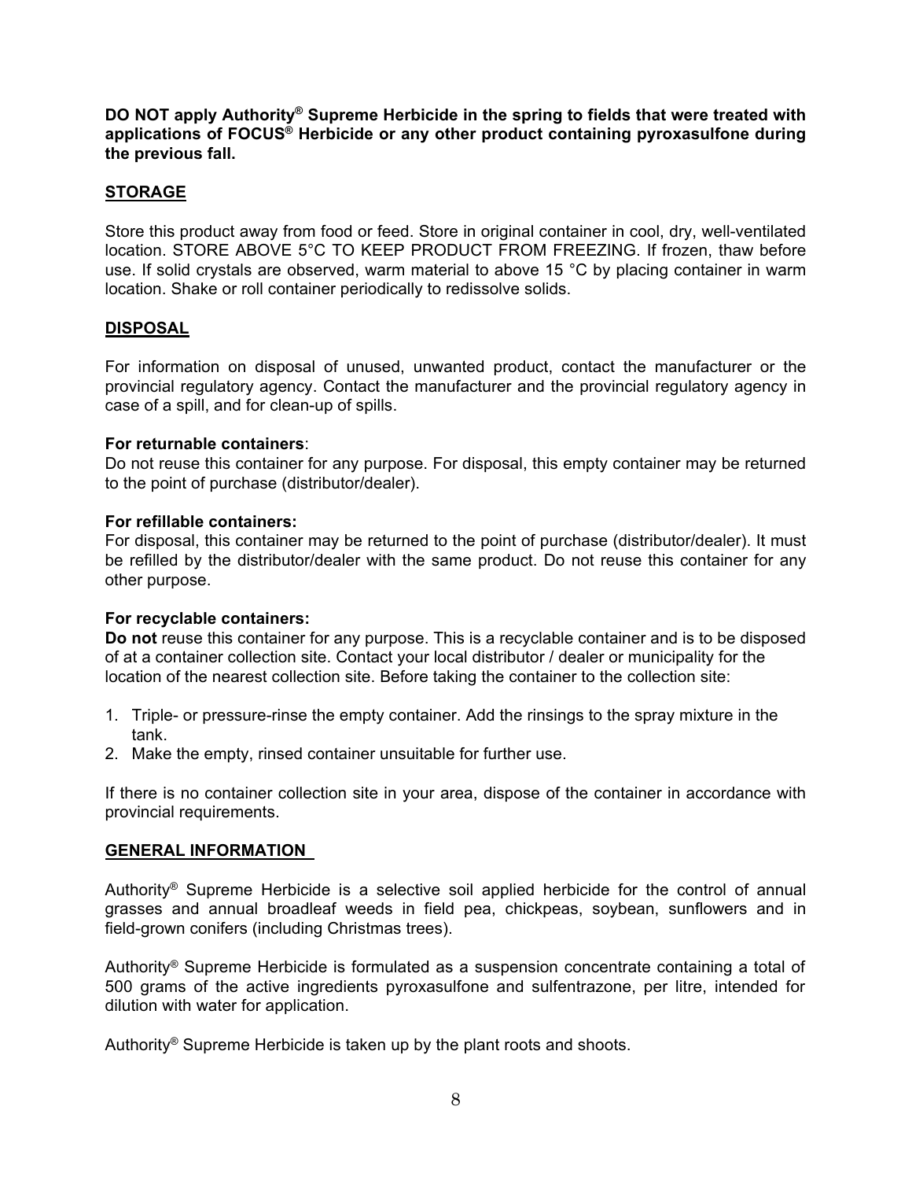**DO NOT apply Authority® Supreme Herbicide in the spring to fields that were treated with applications of FOCUS® Herbicide or any other product containing pyroxasulfone during the previous fall.**

## STORAGE

Store this product away from food or feed. Store in original container in cool, dry, well-ventilated location. STORE ABOVE 5°C TO KEEP PRODUCT FROM FREEZING. If frozen, thaw before use. If solid crystals are observed, warm material to above 15 °C by placing container in warm location. Shake or roll container periodically to redissolve solids.

## DISPOSAL

For information on disposal of unused, unwanted product, contact the manufacturer or the provincial regulatory agency. Contact the manufacturer and the provincial regulatory agency in case of a spill, and for clean-up of spills.

**For returnable containers**:
Do not reuse this container for any purpose. For disposal, this empty container may be returned to the point of purchase (distributor/dealer).

**For refillable containers:**
For disposal, this container may be returned to the point of purchase (distributor/dealer). It must be refilled by the distributor/dealer with the same product. Do not reuse this container for any other purpose.

**For recyclable containers:**
**Do not** reuse this container for any purpose. This is a recyclable container and is to be disposed of at a container collection site. Contact your local distributor / dealer or municipality for the location of the nearest collection site. Before taking the container to the collection site:

1. Triple- or pressure-rinse the empty container. Add the rinsings to the spray mixture in the tank.
2. Make the empty, rinsed container unsuitable for further use.

If there is no container collection site in your area, dispose of the container in accordance with provincial requirements.

## GENERAL INFORMATION

Authority® Supreme Herbicide is a selective soil applied herbicide for the control of annual grasses and annual broadleaf weeds in field pea, chickpeas, soybean, sunflowers and in field-grown conifers (including Christmas trees).

Authority® Supreme Herbicide is formulated as a suspension concentrate containing a total of 500 grams of the active ingredients pyroxasulfone and sulfentrazone, per litre, intended for dilution with water for application.

Authority® Supreme Herbicide is taken up by the plant roots and shoots.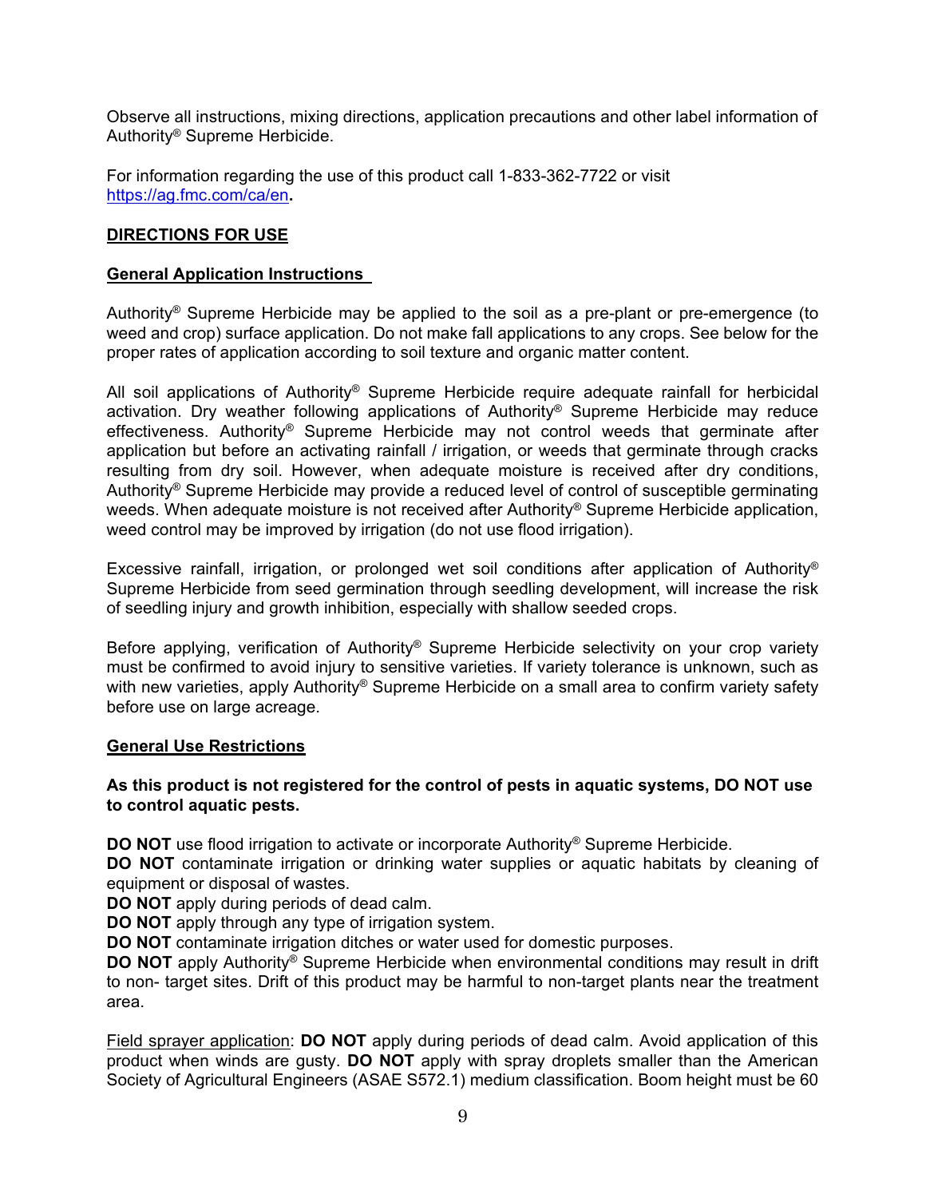Observe all instructions, mixing directions, application precautions and other label information of Authority® Supreme Herbicide.

For information regarding the use of this product call 1-833-362-7722 or visit [https://ag.fmc.com/ca/en](https://ag.fmc.com/ca/en)**.**

## DIRECTIONS FOR USE

### General Application Instructions

Authority® Supreme Herbicide may be applied to the soil as a pre-plant or pre-emergence (to weed and crop) surface application. Do not make fall applications to any crops. See below for the proper rates of application according to soil texture and organic matter content.

All soil applications of Authority® Supreme Herbicide require adequate rainfall for herbicidal activation. Dry weather following applications of Authority® Supreme Herbicide may reduce effectiveness. Authority® Supreme Herbicide may not control weeds that germinate after application but before an activating rainfall / irrigation, or weeds that germinate through cracks resulting from dry soil. However, when adequate moisture is received after dry conditions, Authority® Supreme Herbicide may provide a reduced level of control of susceptible germinating weeds. When adequate moisture is not received after Authority® Supreme Herbicide application, weed control may be improved by irrigation (do not use flood irrigation).

Excessive rainfall, irrigation, or prolonged wet soil conditions after application of Authority® Supreme Herbicide from seed germination through seedling development, will increase the risk of seedling injury and growth inhibition, especially with shallow seeded crops.

Before applying, verification of Authority® Supreme Herbicide selectivity on your crop variety must be confirmed to avoid injury to sensitive varieties. If variety tolerance is unknown, such as with new varieties, apply Authority® Supreme Herbicide on a small area to confirm variety safety before use on large acreage.

### General Use Restrictions

**As this product is not registered for the control of pests in aquatic systems, DO NOT use to control aquatic pests.**

**DO NOT** use flood irrigation to activate or incorporate Authority® Supreme Herbicide.
**DO NOT** contaminate irrigation or drinking water supplies or aquatic habitats by cleaning of equipment or disposal of wastes.
**DO NOT** apply during periods of dead calm.
**DO NOT** apply through any type of irrigation system.
**DO NOT** contaminate irrigation ditches or water used for domestic purposes.
**DO NOT** apply Authority® Supreme Herbicide when environmental conditions may result in drift to non- target sites. Drift of this product may be harmful to non-target plants near the treatment area.

Field sprayer application: **DO NOT** apply during periods of dead calm. Avoid application of this product when winds are gusty. **DO NOT** apply with spray droplets smaller than the American Society of Agricultural Engineers (ASAE S572.1) medium classification. Boom height must be 60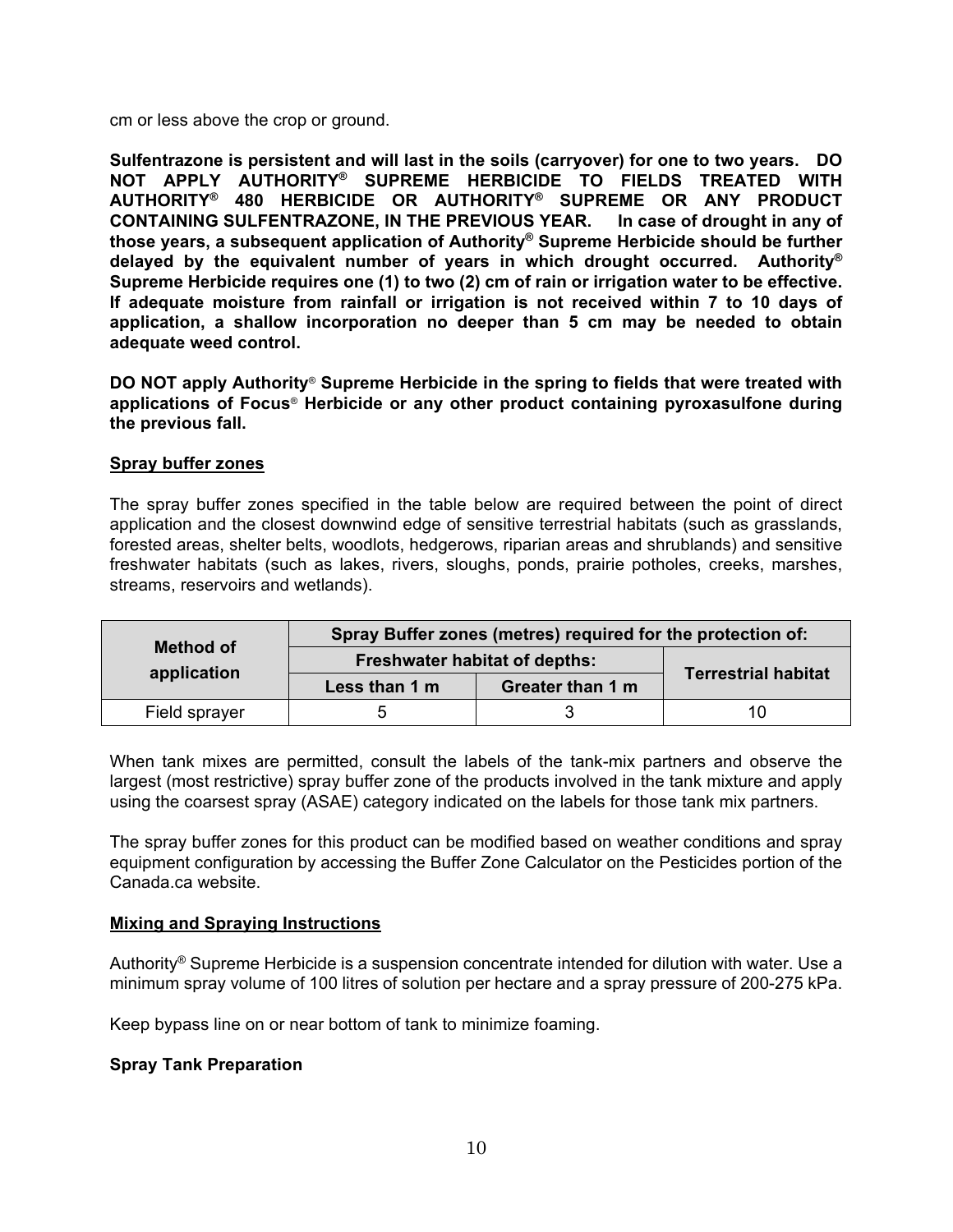cm or less above the crop or ground.

**Sulfentrazone is persistent and will last in the soils (carryover) for one to two years. DO NOT APPLY AUTHORITY® SUPREME HERBICIDE TO FIELDS TREATED WITH AUTHORITY® 480 HERBICIDE OR AUTHORITY® SUPREME OR ANY PRODUCT CONTAINING SULFENTRAZONE, IN THE PREVIOUS YEAR. In case of drought in any of those years, a subsequent application of Authority® Supreme Herbicide should be further delayed by the equivalent number of years in which drought occurred. Authority® Supreme Herbicide requires one (1) to two (2) cm of rain or irrigation water to be effective. If adequate moisture from rainfall or irrigation is not received within 7 to 10 days of application, a shallow incorporation no deeper than 5 cm may be needed to obtain adequate weed control.**

**DO NOT apply Authority® Supreme Herbicide in the spring to fields that were treated with applications of Focus® Herbicide or any other product containing pyroxasulfone during the previous fall.**

**Spray buffer zones**

The spray buffer zones specified in the table below are required between the point of direct application and the closest downwind edge of sensitive terrestrial habitats (such as grasslands, forested areas, shelter belts, woodlots, hedgerows, riparian areas and shrublands) and sensitive freshwater habitats (such as lakes, rivers, sloughs, ponds, prairie potholes, creeks, marshes, streams, reservoirs and wetlands).

| Method of application | Spray Buffer zones (metres) required for the protection of: | | |
|---|---|---|---|
| | Freshwater habitat of depths: | | Terrestrial habitat |
| | Less than 1 m | Greater than 1 m | |
| Field sprayer | 5 | 3 | 10 |

When tank mixes are permitted, consult the labels of the tank-mix partners and observe the largest (most restrictive) spray buffer zone of the products involved in the tank mixture and apply using the coarsest spray (ASAE) category indicated on the labels for those tank mix partners.

The spray buffer zones for this product can be modified based on weather conditions and spray equipment configuration by accessing the Buffer Zone Calculator on the Pesticides portion of the Canada.ca website.

**Mixing and Spraying Instructions**

Authority® Supreme Herbicide is a suspension concentrate intended for dilution with water. Use a minimum spray volume of 100 litres of solution per hectare and a spray pressure of 200-275 kPa.

Keep bypass line on or near bottom of tank to minimize foaming.

**Spray Tank Preparation**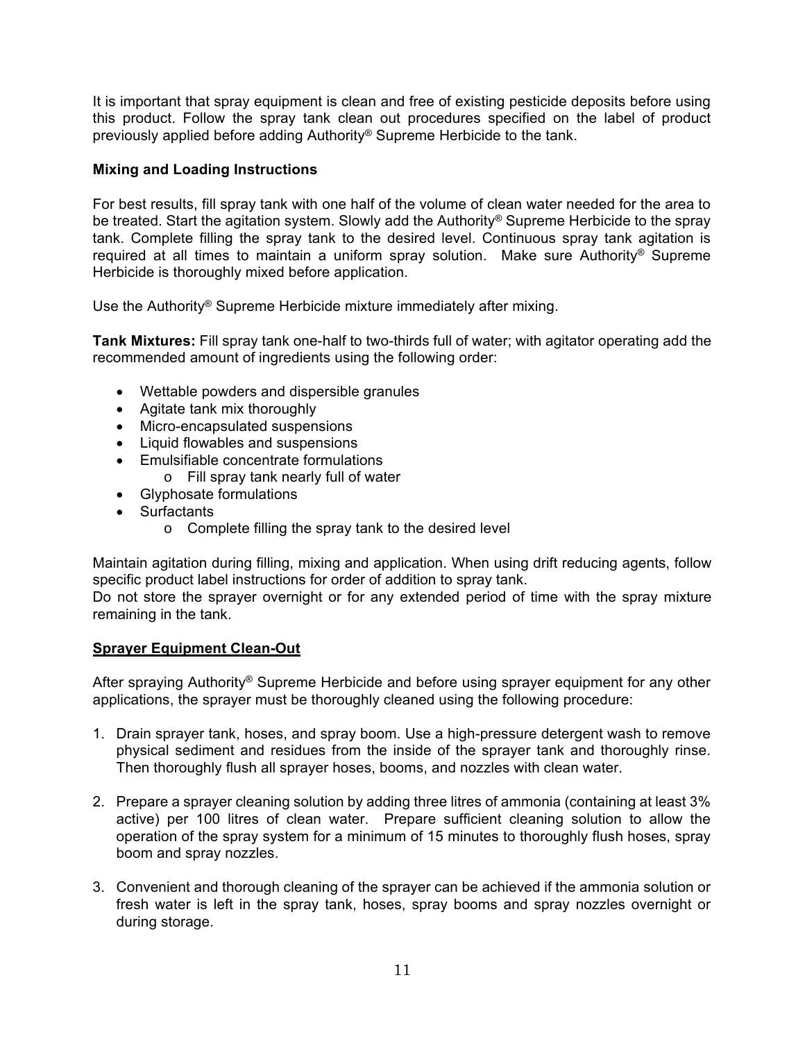It is important that spray equipment is clean and free of existing pesticide deposits before using this product. Follow the spray tank clean out procedures specified on the label of product previously applied before adding Authority® Supreme Herbicide to the tank.

### Mixing and Loading Instructions

For best results, fill spray tank with one half of the volume of clean water needed for the area to be treated. Start the agitation system. Slowly add the Authority® Supreme Herbicide to the spray tank. Complete filling the spray tank to the desired level. Continuous spray tank agitation is required at all times to maintain a uniform spray solution. Make sure Authority® Supreme Herbicide is thoroughly mixed before application.

Use the Authority® Supreme Herbicide mixture immediately after mixing.

**Tank Mixtures:** Fill spray tank one-half to two-thirds full of water; with agitator operating add the recommended amount of ingredients using the following order:

- Wettable powders and dispersible granules
- Agitate tank mix thoroughly
- Micro-encapsulated suspensions
- Liquid flowables and suspensions
- Emulsifiable concentrate formulations
  - Fill spray tank nearly full of water
- Glyphosate formulations
- Surfactants
  - Complete filling the spray tank to the desired level

Maintain agitation during filling, mixing and application. When using drift reducing agents, follow specific product label instructions for order of addition to spray tank.
Do not store the sprayer overnight or for any extended period of time with the spray mixture remaining in the tank.

### Sprayer Equipment Clean-Out

After spraying Authority® Supreme Herbicide and before using sprayer equipment for any other applications, the sprayer must be thoroughly cleaned using the following procedure:

1. Drain sprayer tank, hoses, and spray boom. Use a high-pressure detergent wash to remove physical sediment and residues from the inside of the sprayer tank and thoroughly rinse. Then thoroughly flush all sprayer hoses, booms, and nozzles with clean water.

2. Prepare a sprayer cleaning solution by adding three litres of ammonia (containing at least 3% active) per 100 litres of clean water. Prepare sufficient cleaning solution to allow the operation of the spray system for a minimum of 15 minutes to thoroughly flush hoses, spray boom and spray nozzles.

3. Convenient and thorough cleaning of the sprayer can be achieved if the ammonia solution or fresh water is left in the spray tank, hoses, spray booms and spray nozzles overnight or during storage.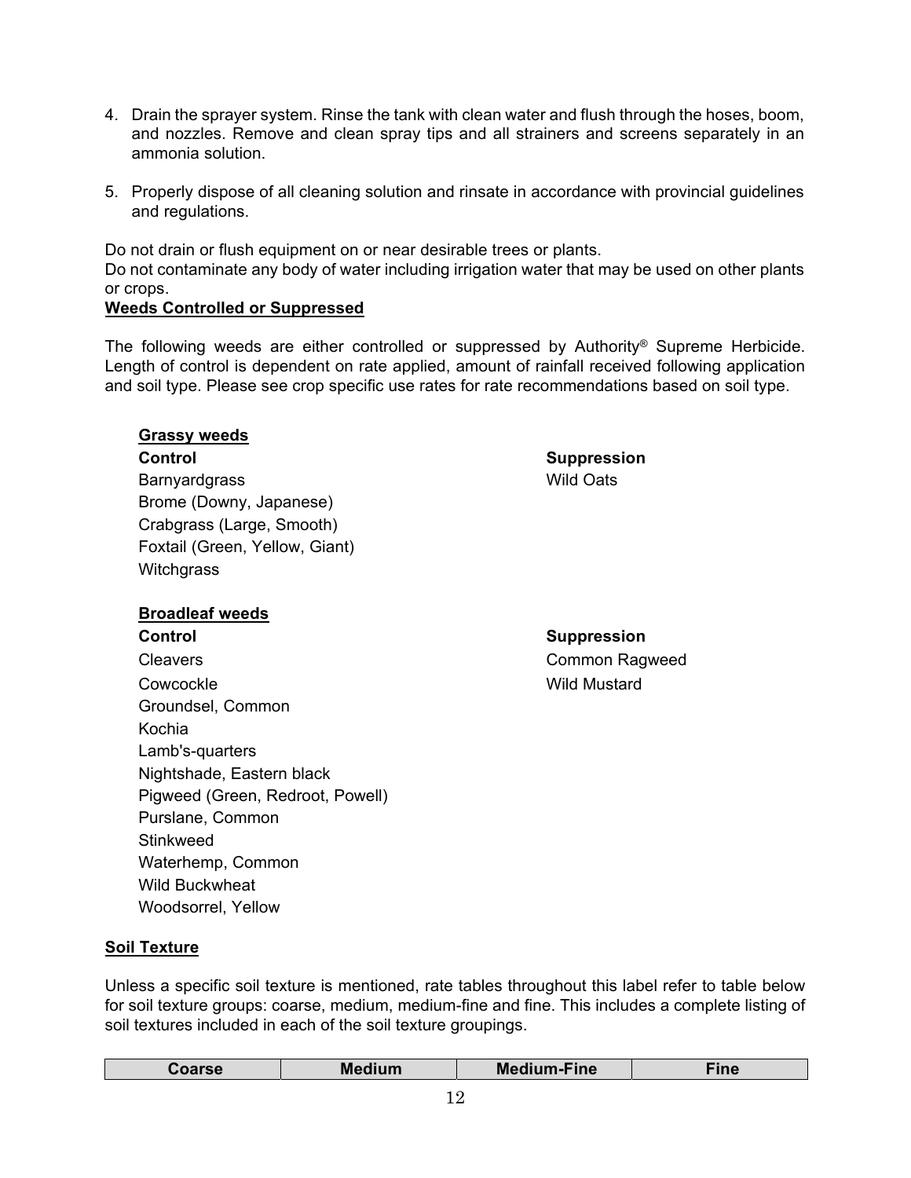4. Drain the sprayer system. Rinse the tank with clean water and flush through the hoses, boom, and nozzles. Remove and clean spray tips and all strainers and screens separately in an ammonia solution.

5. Properly dispose of all cleaning solution and rinsate in accordance with provincial guidelines and regulations.

Do not drain or flush equipment on or near desirable trees or plants.
Do not contaminate any body of water including irrigation water that may be used on other plants or crops.

**Weeds Controlled or Suppressed**

The following weeds are either controlled or suppressed by Authority® Supreme Herbicide. Length of control is dependent on rate applied, amount of rainfall received following application and soil type. Please see crop specific use rates for rate recommendations based on soil type.

**Grassy weeds**

| Control | Suppression |
|---|---|
| Barnyardgrass | Wild Oats |
| Brome (Downy, Japanese) | |
| Crabgrass (Large, Smooth) | |
| Foxtail (Green, Yellow, Giant) | |
| Witchgrass | |

**Broadleaf weeds**

| Control | Suppression |
|---|---|
| Cleavers | Common Ragweed |
| Cowcockle | Wild Mustard |
| Groundsel, Common | |
| Kochia | |
| Lamb's-quarters | |
| Nightshade, Eastern black | |
| Pigweed (Green, Redroot, Powell) | |
| Purslane, Common | |
| Stinkweed | |
| Waterhemp, Common | |
| Wild Buckwheat | |
| Woodsorrel, Yellow | |

**Soil Texture**

Unless a specific soil texture is mentioned, rate tables throughout this label refer to table below for soil texture groups: coarse, medium, medium-fine and fine. This includes a complete listing of soil textures included in each of the soil texture groupings.

| Coarse | Medium | Medium-Fine | Fine |
|---|---|---|---|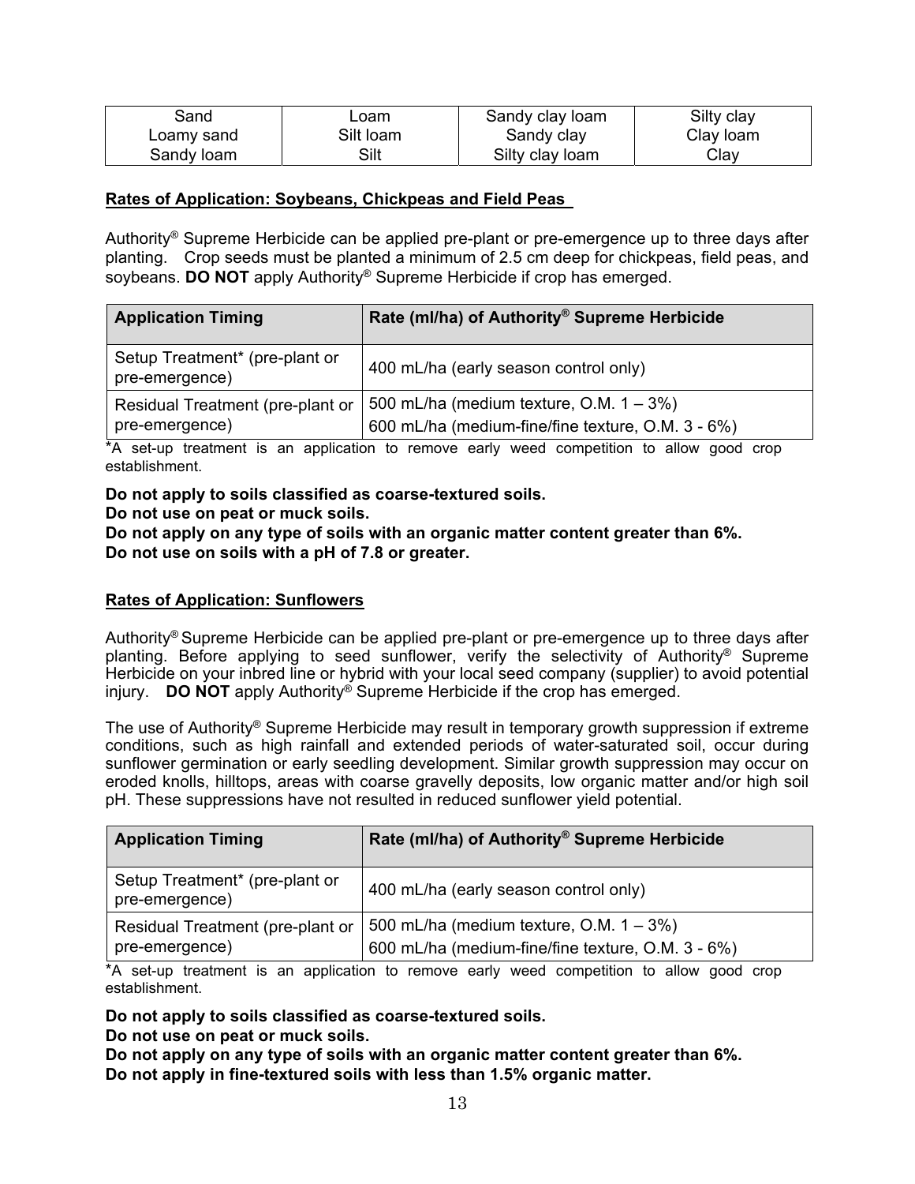| Sand | Loam | Sandy clay loam | Silty clay |
|---|---|---|---|
| Loamy sand | Silt loam | Sandy clay | Clay loam |
| Sandy loam | Silt | Silty clay loam | Clay |

**Rates of Application: Soybeans, Chickpeas and Field Peas**

Authority® Supreme Herbicide can be applied pre-plant or pre-emergence up to three days after planting. Crop seeds must be planted a minimum of 2.5 cm deep for chickpeas, field peas, and soybeans. **DO NOT** apply Authority® Supreme Herbicide if crop has emerged.

| Application Timing | Rate (ml/ha) of Authority® Supreme Herbicide |
|---|---|
| Setup Treatment* (pre-plant or pre-emergence) | 400 mL/ha (early season control only) |
| Residual Treatment (pre-plant or pre-emergence) | 500 mL/ha (medium texture, O.M. 1 – 3%)<br>600 mL/ha (medium-fine/fine texture, O.M. 3 - 6%) |

*A set-up treatment is an application to remove early weed competition to allow good crop establishment.

**Do not apply to soils classified as coarse-textured soils.**
**Do not use on peat or muck soils.**
**Do not apply on any type of soils with an organic matter content greater than 6%.**
**Do not use on soils with a pH of 7.8 or greater.**

**Rates of Application: Sunflowers**

Authority® Supreme Herbicide can be applied pre-plant or pre-emergence up to three days after planting. Before applying to seed sunflower, verify the selectivity of Authority® Supreme Herbicide on your inbred line or hybrid with your local seed company (supplier) to avoid potential injury. **DO NOT** apply Authority® Supreme Herbicide if the crop has emerged.

The use of Authority® Supreme Herbicide may result in temporary growth suppression if extreme conditions, such as high rainfall and extended periods of water-saturated soil, occur during sunflower germination or early seedling development. Similar growth suppression may occur on eroded knolls, hilltops, areas with coarse gravelly deposits, low organic matter and/or high soil pH. These suppressions have not resulted in reduced sunflower yield potential.

| Application Timing | Rate (ml/ha) of Authority® Supreme Herbicide |
|---|---|
| Setup Treatment* (pre-plant or pre-emergence) | 400 mL/ha (early season control only) |
| Residual Treatment (pre-plant or pre-emergence) | 500 mL/ha (medium texture, O.M. 1 – 3%)<br>600 mL/ha (medium-fine/fine texture, O.M. 3 - 6%) |

*A set-up treatment is an application to remove early weed competition to allow good crop establishment.

**Do not apply to soils classified as coarse-textured soils.**
**Do not use on peat or muck soils.**
**Do not apply on any type of soils with an organic matter content greater than 6%.**
**Do not apply in fine-textured soils with less than 1.5% organic matter.**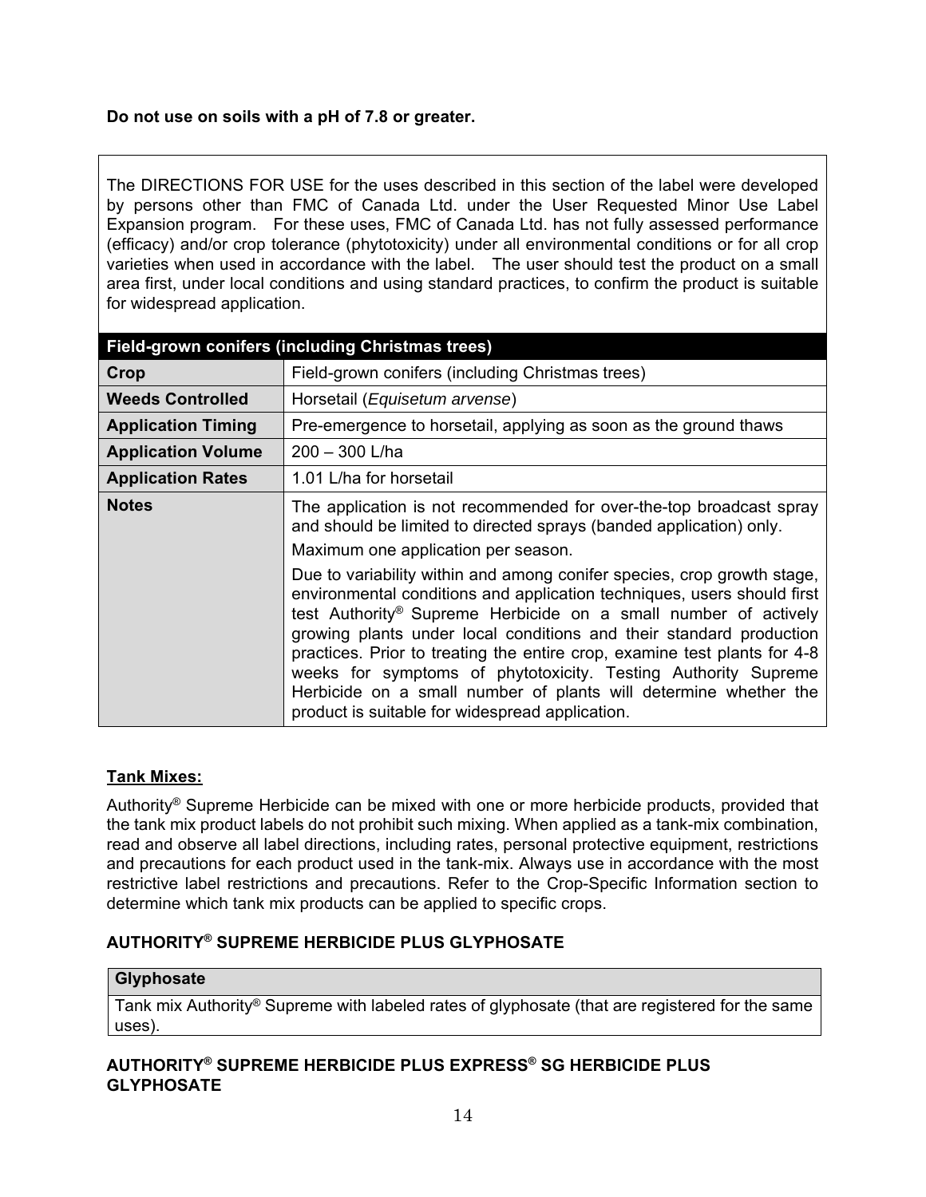**Do not use on soils with a pH of 7.8 or greater.**

The DIRECTIONS FOR USE for the uses described in this section of the label were developed by persons other than FMC of Canada Ltd. under the User Requested Minor Use Label Expansion program. For these uses, FMC of Canada Ltd. has not fully assessed performance (efficacy) and/or crop tolerance (phytotoxicity) under all environmental conditions or for all crop varieties when used in accordance with the label. The user should test the product on a small area first, under local conditions and using standard practices, to confirm the product is suitable for widespread application.

| Field-grown conifers (including Christmas trees) | |
|---|---|
| **Crop** | Field-grown conifers (including Christmas trees) |
| **Weeds Controlled** | Horsetail (*Equisetum arvense*) |
| **Application Timing** | Pre-emergence to horsetail, applying as soon as the ground thaws |
| **Application Volume** | 200 – 300 L/ha |
| **Application Rates** | 1.01 L/ha for horsetail |
| **Notes** | The application is not recommended for over-the-top broadcast spray and should be limited to directed sprays (banded application) only.<br>Maximum one application per season.<br>Due to variability within and among conifer species, crop growth stage, environmental conditions and application techniques, users should first test Authority® Supreme Herbicide on a small number of actively growing plants under local conditions and their standard production practices. Prior to treating the entire crop, examine test plants for 4-8 weeks for symptoms of phytotoxicity. Testing Authority Supreme Herbicide on a small number of plants will determine whether the product is suitable for widespread application. |

**Tank Mixes:**

Authority® Supreme Herbicide can be mixed with one or more herbicide products, provided that the tank mix product labels do not prohibit such mixing. When applied as a tank-mix combination, read and observe all label directions, including rates, personal protective equipment, restrictions and precautions for each product used in the tank-mix. Always use in accordance with the most restrictive label restrictions and precautions. Refer to the Crop-Specific Information section to determine which tank mix products can be applied to specific crops.

**AUTHORITY® SUPREME HERBICIDE PLUS GLYPHOSATE**

| Glyphosate |
|---|
| Tank mix Authority® Supreme with labeled rates of glyphosate (that are registered for the same uses). |

**AUTHORITY® SUPREME HERBICIDE PLUS EXPRESS® SG HERBICIDE PLUS GLYPHOSATE**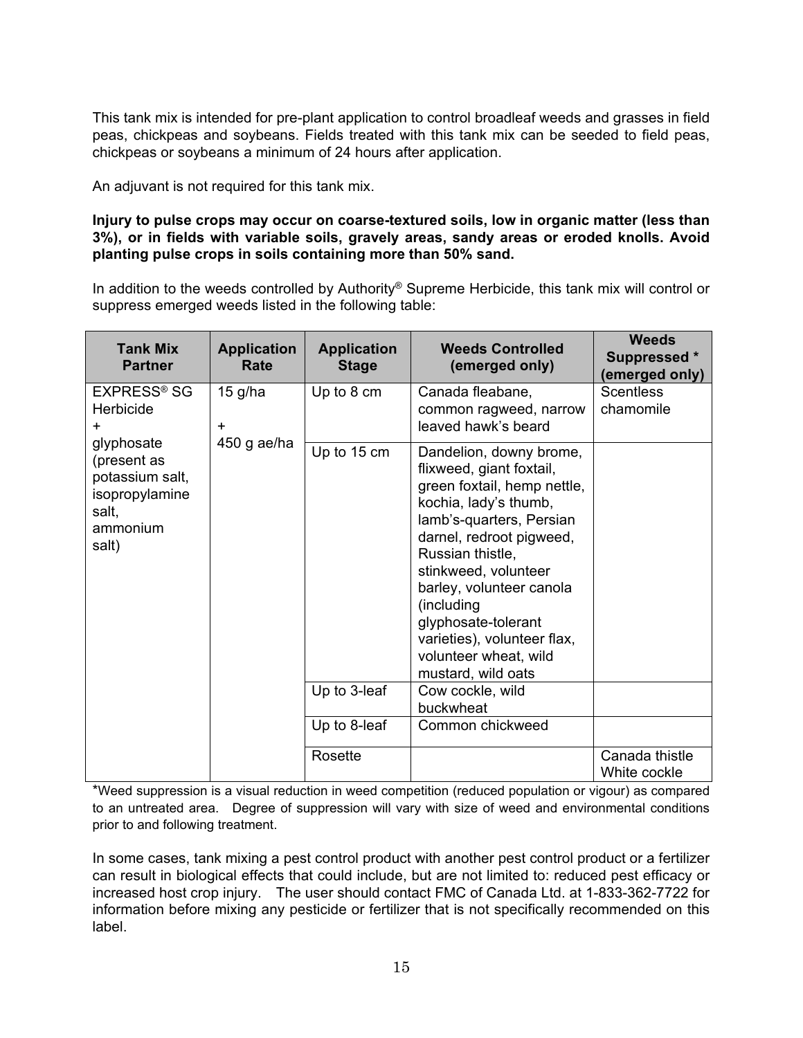This tank mix is intended for pre-plant application to control broadleaf weeds and grasses in field peas, chickpeas and soybeans. Fields treated with this tank mix can be seeded to field peas, chickpeas or soybeans a minimum of 24 hours after application.

An adjuvant is not required for this tank mix.

**Injury to pulse crops may occur on coarse-textured soils, low in organic matter (less than 3%), or in fields with variable soils, gravely areas, sandy areas or eroded knolls. Avoid planting pulse crops in soils containing more than 50% sand.**

In addition to the weeds controlled by Authority® Supreme Herbicide, this tank mix will control or suppress emerged weeds listed in the following table:

| Tank Mix Partner | Application Rate | Application Stage | Weeds Controlled (emerged only) | Weeds Suppressed * (emerged only) |
|---|---|---|---|---|
| EXPRESS® SG Herbicide + glyphosate (present as potassium salt, isopropylamine salt, ammonium salt) | 15 g/ha + 450 g ae/ha | Up to 8 cm | Canada fleabane, common ragweed, narrow leaved hawk's beard | Scentless chamomile |
| | | Up to 15 cm | Dandelion, downy brome, flixweed, giant foxtail, green foxtail, hemp nettle, kochia, lady's thumb, lamb's-quarters, Persian darnel, redroot pigweed, Russian thistle, stinkweed, volunteer barley, volunteer canola (including glyphosate-tolerant varieties), volunteer flax, volunteer wheat, wild mustard, wild oats | |
| | | Up to 3-leaf | Cow cockle, wild buckwheat | |
| | | Up to 8-leaf | Common chickweed | |
| | | Rosette | | Canada thistle White cockle |

*Weed suppression is a visual reduction in weed competition (reduced population or vigour) as compared to an untreated area. Degree of suppression will vary with size of weed and environmental conditions prior to and following treatment.

In some cases, tank mixing a pest control product with another pest control product or a fertilizer can result in biological effects that could include, but are not limited to: reduced pest efficacy or increased host crop injury. The user should contact FMC of Canada Ltd. at 1-833-362-7722 for information before mixing any pesticide or fertilizer that is not specifically recommended on this label.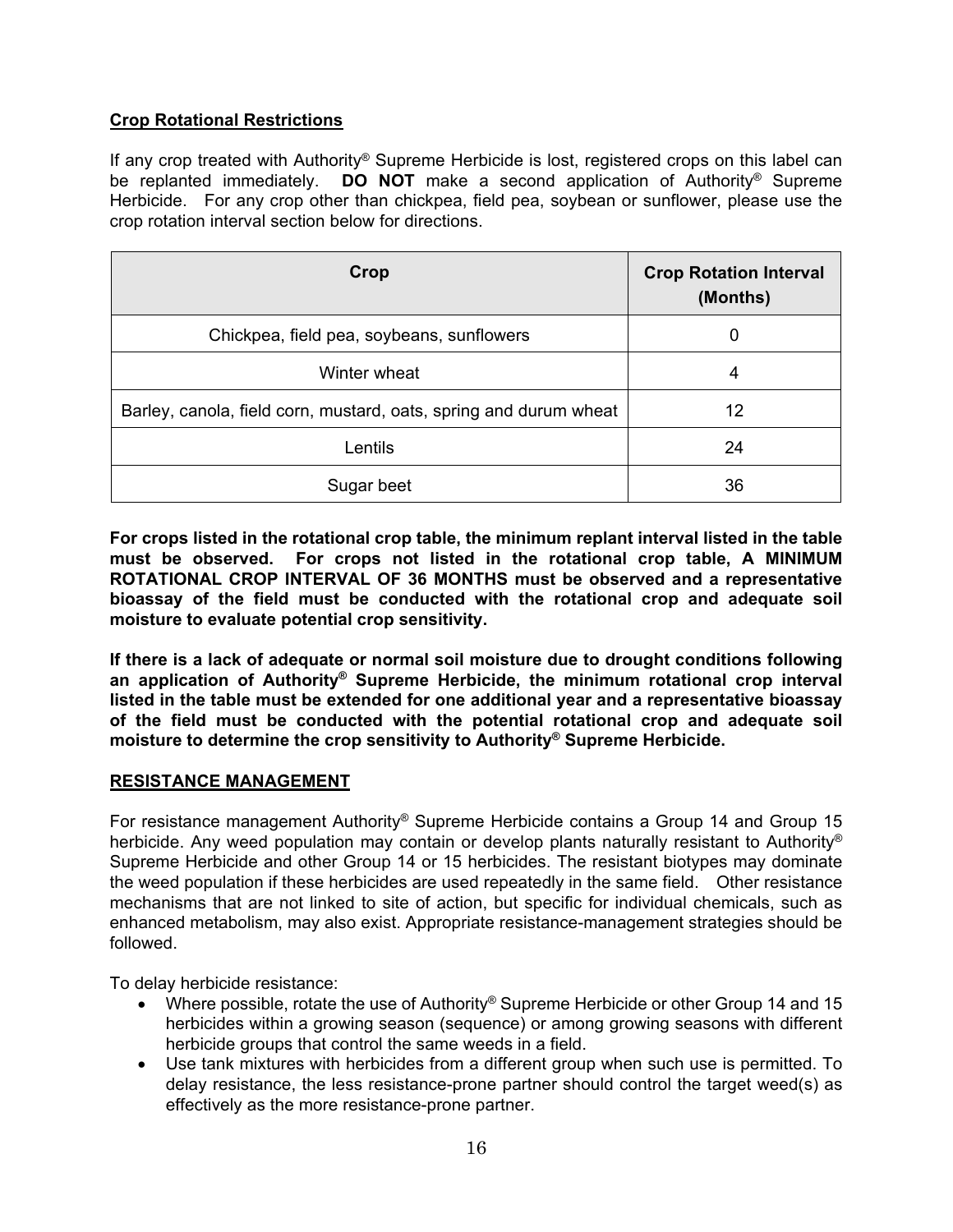## Crop Rotational Restrictions

If any crop treated with Authority® Supreme Herbicide is lost, registered crops on this label can be replanted immediately. **DO NOT** make a second application of Authority® Supreme Herbicide. For any crop other than chickpea, field pea, soybean or sunflower, please use the crop rotation interval section below for directions.

| Crop | Crop Rotation Interval (Months) |
|---|---|
| Chickpea, field pea, soybeans, sunflowers | 0 |
| Winter wheat | 4 |
| Barley, canola, field corn, mustard, oats, spring and durum wheat | 12 |
| Lentils | 24 |
| Sugar beet | 36 |

**For crops listed in the rotational crop table, the minimum replant interval listed in the table must be observed. For crops not listed in the rotational crop table, A MINIMUM ROTATIONAL CROP INTERVAL OF 36 MONTHS must be observed and a representative bioassay of the field must be conducted with the rotational crop and adequate soil moisture to evaluate potential crop sensitivity.**

**If there is a lack of adequate or normal soil moisture due to drought conditions following an application of Authority® Supreme Herbicide, the minimum rotational crop interval listed in the table must be extended for one additional year and a representative bioassay of the field must be conducted with the potential rotational crop and adequate soil moisture to determine the crop sensitivity to Authority® Supreme Herbicide.**

## RESISTANCE MANAGEMENT

For resistance management Authority® Supreme Herbicide contains a Group 14 and Group 15 herbicide. Any weed population may contain or develop plants naturally resistant to Authority® Supreme Herbicide and other Group 14 or 15 herbicides. The resistant biotypes may dominate the weed population if these herbicides are used repeatedly in the same field. Other resistance mechanisms that are not linked to site of action, but specific for individual chemicals, such as enhanced metabolism, may also exist. Appropriate resistance-management strategies should be followed.

To delay herbicide resistance:

- Where possible, rotate the use of Authority® Supreme Herbicide or other Group 14 and 15 herbicides within a growing season (sequence) or among growing seasons with different herbicide groups that control the same weeds in a field.
- Use tank mixtures with herbicides from a different group when such use is permitted. To delay resistance, the less resistance-prone partner should control the target weed(s) as effectively as the more resistance-prone partner.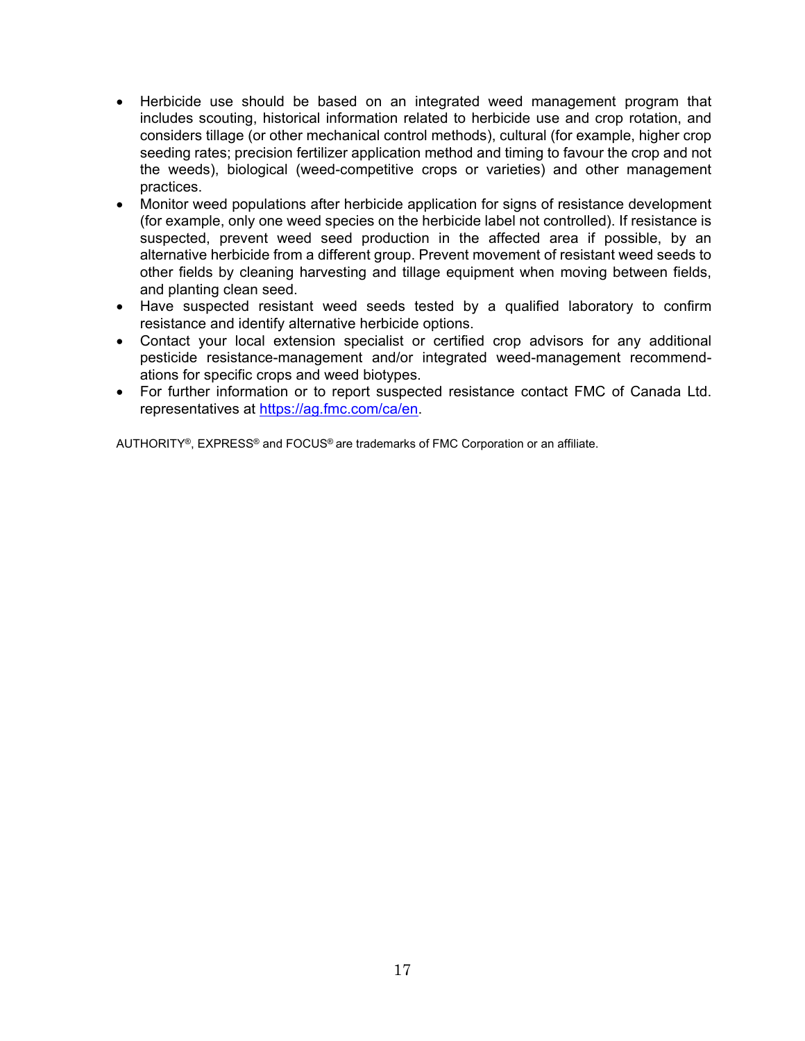- Herbicide use should be based on an integrated weed management program that includes scouting, historical information related to herbicide use and crop rotation, and considers tillage (or other mechanical control methods), cultural (for example, higher crop seeding rates; precision fertilizer application method and timing to favour the crop and not the weeds), biological (weed-competitive crops or varieties) and other management practices.
- Monitor weed populations after herbicide application for signs of resistance development (for example, only one weed species on the herbicide label not controlled). If resistance is suspected, prevent weed seed production in the affected area if possible, by an alternative herbicide from a different group. Prevent movement of resistant weed seeds to other fields by cleaning harvesting and tillage equipment when moving between fields, and planting clean seed.
- Have suspected resistant weed seeds tested by a qualified laboratory to confirm resistance and identify alternative herbicide options.
- Contact your local extension specialist or certified crop advisors for any additional pesticide resistance-management and/or integrated weed-management recommend-ations for specific crops and weed biotypes.
- For further information or to report suspected resistance contact FMC of Canada Ltd. representatives at [https://ag.fmc.com/ca/en](https://ag.fmc.com/ca/en).

AUTHORITY®, EXPRESS® and FOCUS® are trademarks of FMC Corporation or an affiliate.